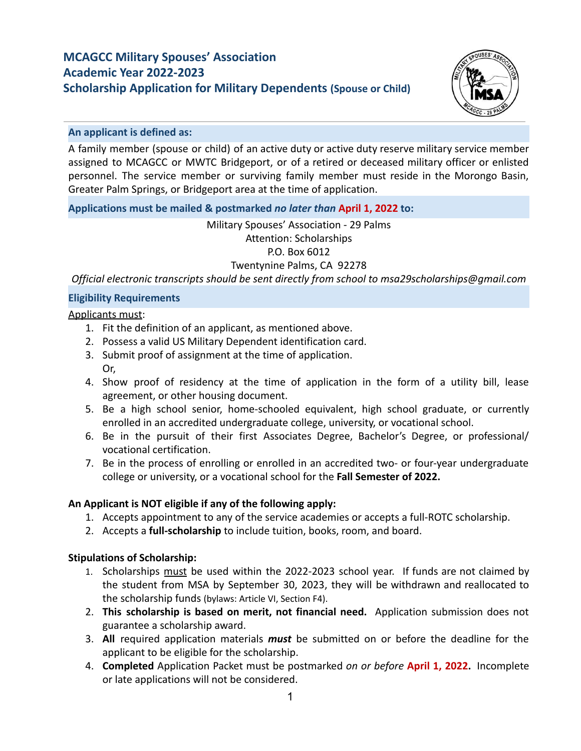# MCAGCC Military Spouses' Association
# Academic Year 2022-2023
# Scholarship Application for Military Dependents (Spouse or Child)

## An applicant is defined as:

A family member (spouse or child) of an active duty or active duty reserve military service member assigned to MCAGCC or MWTC Bridgeport, or of a retired or deceased military officer or enlisted personnel. The service member or surviving family member must reside in the Morongo Basin, Greater Palm Springs, or Bridgeport area at the time of application.

## Applications must be mailed & postmarked *no later than* April 1, 2022 to:

Military Spouses' Association - 29 Palms
Attention: Scholarships
P.O. Box 6012
Twentynine Palms, CA 92278

*Official electronic transcripts should be sent directly from school to msa29scholarships@gmail.com*

## Eligibility Requirements

Applicants must:

1. Fit the definition of an applicant, as mentioned above.
2. Possess a valid US Military Dependent identification card.
3. Submit proof of assignment at the time of application.
   Or,
4. Show proof of residency at the time of application in the form of a utility bill, lease agreement, or other housing document.
5. Be a high school senior, home-schooled equivalent, high school graduate, or currently enrolled in an accredited undergraduate college, university, or vocational school.
6. Be in the pursuit of their first Associates Degree, Bachelor's Degree, or professional/ vocational certification.
7. Be in the process of enrolling or enrolled in an accredited two- or four-year undergraduate college or university, or a vocational school for the **Fall Semester of 2022.**

**An Applicant is NOT eligible if any of the following apply:**

1. Accepts appointment to any of the service academies or accepts a full-ROTC scholarship.
2. Accepts a **full-scholarship** to include tuition, books, room, and board.

**Stipulations of Scholarship:**

1. Scholarships must be used within the 2022-2023 school year. If funds are not claimed by the student from MSA by September 30, 2023, they will be withdrawn and reallocated to the scholarship funds (bylaws: Article VI, Section F4).
2. **This scholarship is based on merit, not financial need.** Application submission does not guarantee a scholarship award.
3. **All** required application materials ***must*** be submitted on or before the deadline for the applicant to be eligible for the scholarship.
4. **Completed** Application Packet must be postmarked *on or before* **April 1, 2022.** Incomplete or late applications will not be considered.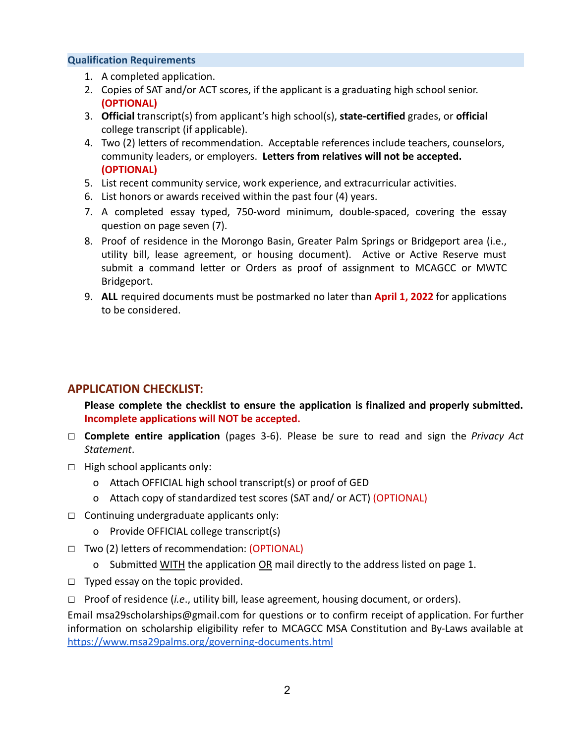## Qualification Requirements

1. A completed application.
2. Copies of SAT and/or ACT scores, if the applicant is a graduating high school senior. **(OPTIONAL)**
3. **Official** transcript(s) from applicant's high school(s), **state-certified** grades, or **official** college transcript (if applicable).
4. Two (2) letters of recommendation. Acceptable references include teachers, counselors, community leaders, or employers. **Letters from relatives will not be accepted. (OPTIONAL)**
5. List recent community service, work experience, and extracurricular activities.
6. List honors or awards received within the past four (4) years.
7. A completed essay typed, 750-word minimum, double-spaced, covering the essay question on page seven (7).
8. Proof of residence in the Morongo Basin, Greater Palm Springs or Bridgeport area (i.e., utility bill, lease agreement, or housing document). Active or Active Reserve must submit a command letter or Orders as proof of assignment to MCAGCC or MWTC Bridgeport.
9. **ALL** required documents must be postmarked no later than **April 1, 2022** for applications to be considered.

## APPLICATION CHECKLIST:

**Please complete the checklist to ensure the application is finalized and properly submitted. Incomplete applications will NOT be accepted.**

- ☐ **Complete entire application** (pages 3-6). Please be sure to read and sign the *Privacy Act Statement*.
- ☐ High school applicants only:
  - Attach OFFICIAL high school transcript(s) or proof of GED
  - Attach copy of standardized test scores (SAT and/ or ACT) (OPTIONAL)
- ☐ Continuing undergraduate applicants only:
  - Provide OFFICIAL college transcript(s)
- ☐ Two (2) letters of recommendation: (OPTIONAL)
  - Submitted WITH the application OR mail directly to the address listed on page 1.
- ☐ Typed essay on the topic provided.
- ☐ Proof of residence (*i.e.*, utility bill, lease agreement, housing document, or orders).

Email msa29scholarships@gmail.com for questions or to confirm receipt of application. For further information on scholarship eligibility refer to MCAGCC MSA Constitution and By-Laws available at https://www.msa29palms.org/governing-documents.html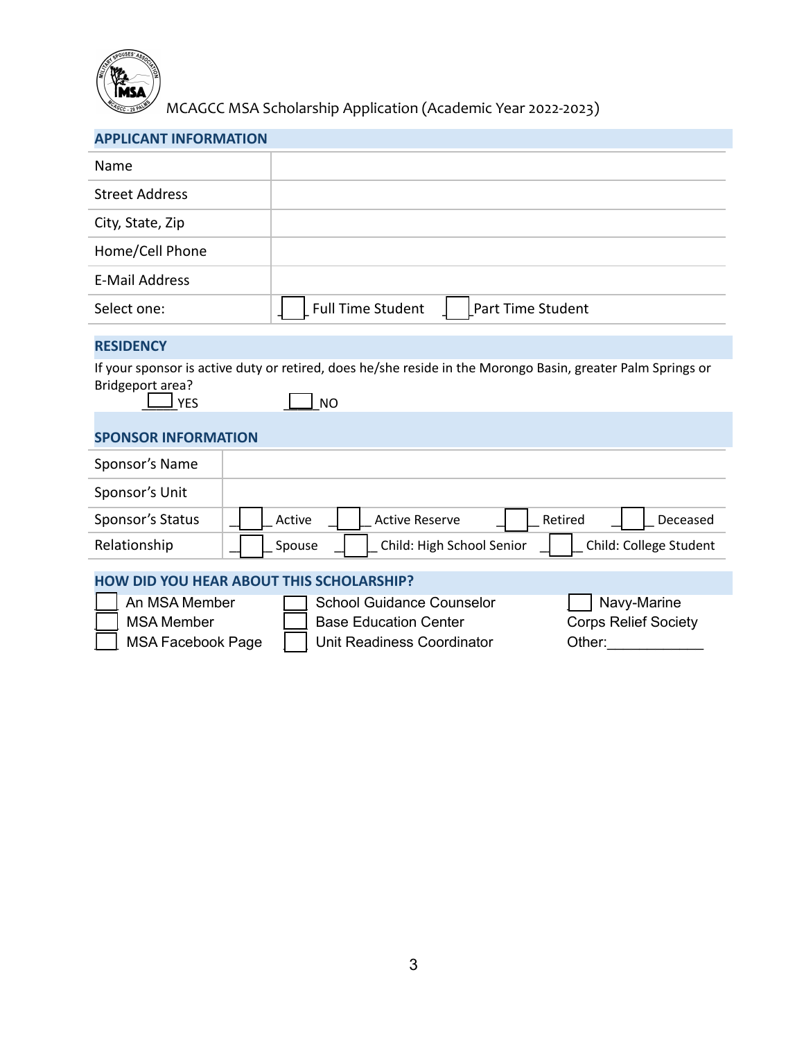MCAGCC MSA Scholarship Application (Academic Year 2022-2023)

## APPLICANT INFORMATION

| | |
|---|---|
| Name | |
| Street Address | |
| City, State, Zip | |
| Home/Cell Phone | |
| E-Mail Address | |
| Select one: | ☐ Full Time Student ☐ Part Time Student |

## RESIDENCY

If your sponsor is active duty or retired, does he/she reside in the Morongo Basin, greater Palm Springs or Bridgeport area?

☐ YES ☐ NO

## SPONSOR INFORMATION

| | |
|---|---|
| Sponsor's Name | |
| Sponsor's Unit | |
| Sponsor's Status | ☐ Active ☐ Active Reserve ☐ Retired ☐ Deceased |
| Relationship | ☐ Spouse ☐ Child: High School Senior ☐ Child: College Student |

## HOW DID YOU HEAR ABOUT THIS SCHOLARSHIP?

☐ An MSA Member
☐ MSA Member
☐ MSA Facebook Page
☐ School Guidance Counselor
☐ Base Education Center
☐ Unit Readiness Coordinator
☐ Navy-Marine Corps Relief Society
Other:____________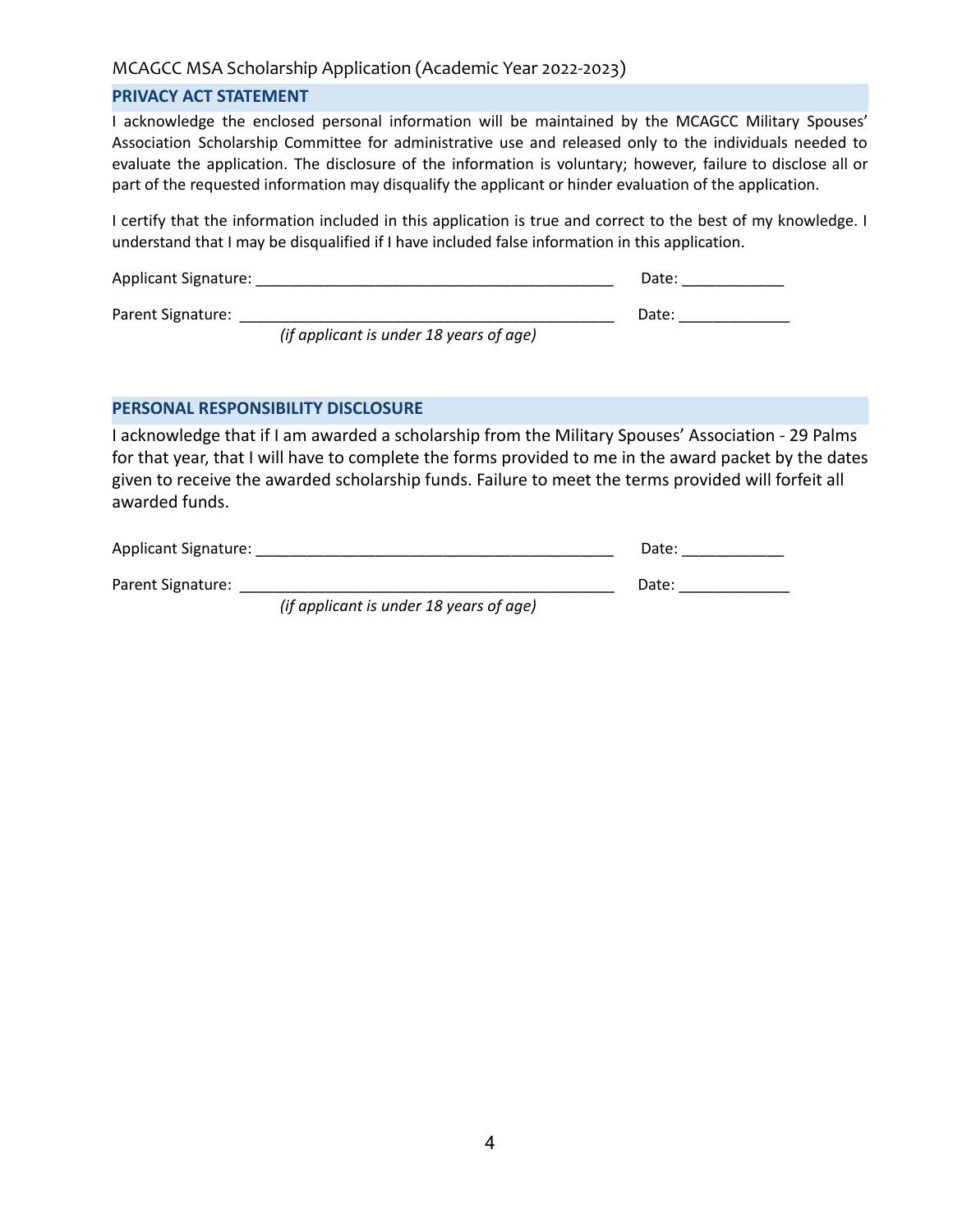MCAGCC MSA Scholarship Application (Academic Year 2022-2023)

## PRIVACY ACT STATEMENT

I acknowledge the enclosed personal information will be maintained by the MCAGCC Military Spouses' Association Scholarship Committee for administrative use and released only to the individuals needed to evaluate the application. The disclosure of the information is voluntary; however, failure to disclose all or part of the requested information may disqualify the applicant or hinder evaluation of the application.

I certify that the information included in this application is true and correct to the best of my knowledge. I understand that I may be disqualified if I have included false information in this application.

Applicant Signature: ___________________________________________ Date: ____________

Parent Signature: _____________________________________________ Date: _____________
*(if applicant is under 18 years of age)*

## PERSONAL RESPONSIBILITY DISCLOSURE

I acknowledge that if I am awarded a scholarship from the Military Spouses' Association - 29 Palms for that year, that I will have to complete the forms provided to me in the award packet by the dates given to receive the awarded scholarship funds. Failure to meet the terms provided will forfeit all awarded funds.

Applicant Signature: ___________________________________________ Date: ____________

Parent Signature: _____________________________________________ Date: _____________
*(if applicant is under 18 years of age)*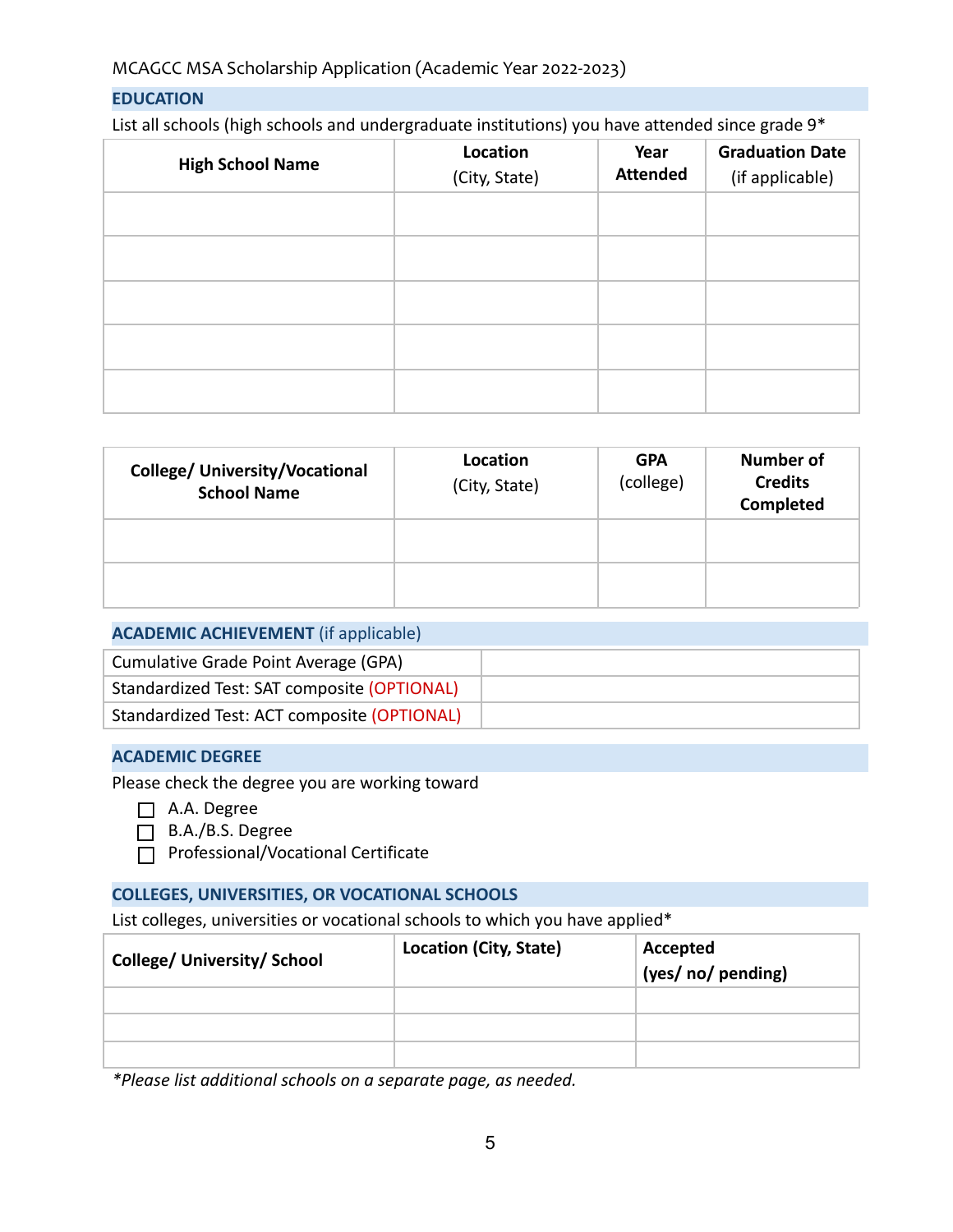MCAGCC MSA Scholarship Application (Academic Year 2022-2023)

## EDUCATION

List all schools (high schools and undergraduate institutions) you have attended since grade 9*

| High School Name | Location (City, State) | Year Attended | Graduation Date (if applicable) |
|---|---|---|---|
| | | | |
| | | | |
| | | | |
| | | | |
| | | | |

| College/ University/Vocational School Name | Location (City, State) | GPA (college) | Number of Credits Completed |
|---|---|---|---|
| | | | |
| | | | |

## ACADEMIC ACHIEVEMENT (if applicable)

| | |
|---|---|
| Cumulative Grade Point Average (GPA) | |
| Standardized Test: SAT composite (OPTIONAL) | |
| Standardized Test: ACT composite (OPTIONAL) | |

## ACADEMIC DEGREE

Please check the degree you are working toward

- ☐ A.A. Degree
- ☐ B.A./B.S. Degree
- ☐ Professional/Vocational Certificate

## COLLEGES, UNIVERSITIES, OR VOCATIONAL SCHOOLS

List colleges, universities or vocational schools to which you have applied*

| College/ University/ School | Location (City, State) | Accepted (yes/ no/ pending) |
|---|---|---|
| | | |
| | | |
| | | |

*\*Please list additional schools on a separate page, as needed.*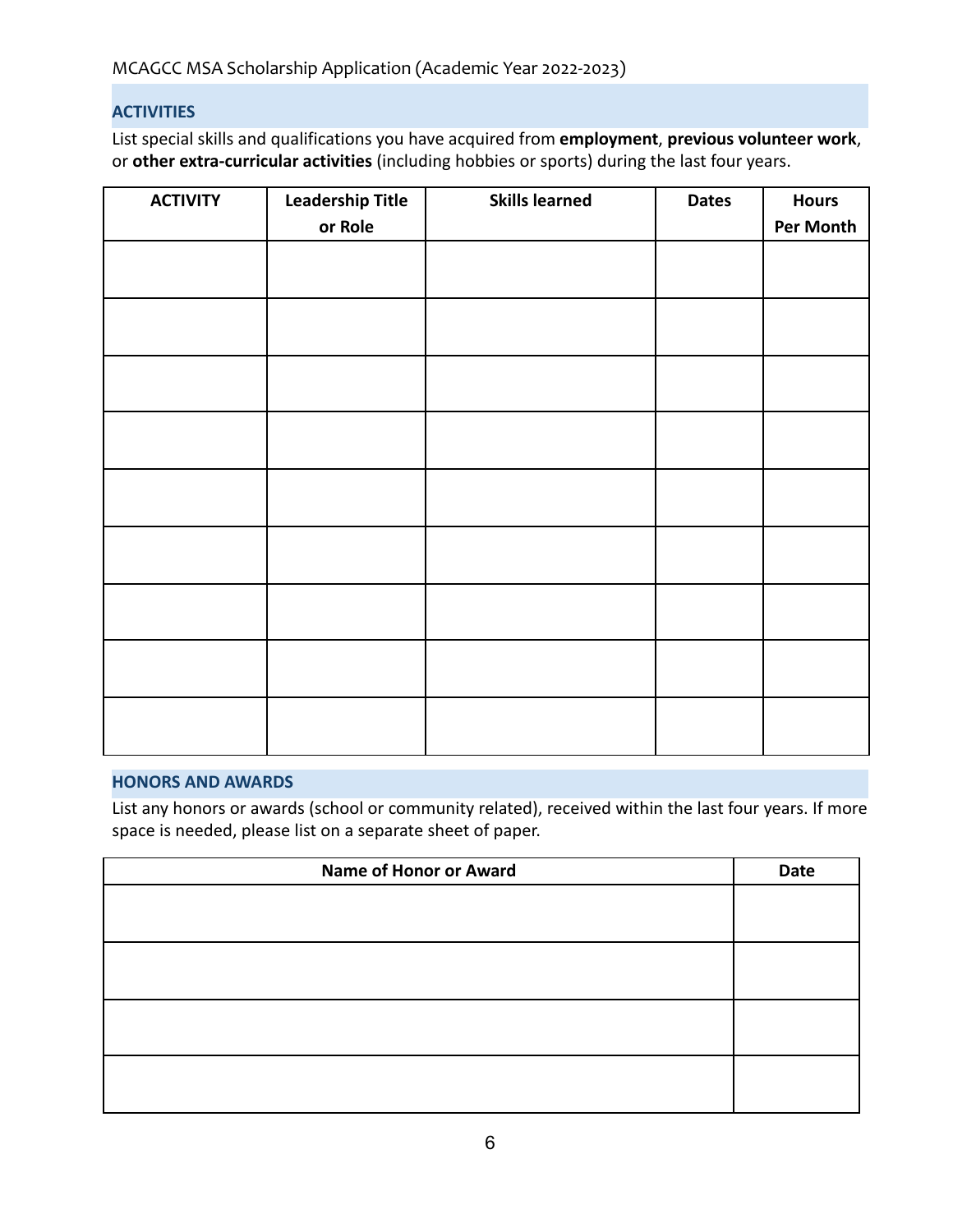## ACTIVITIES

List special skills and qualifications you have acquired from **employment**, **previous volunteer work**, or **other extra-curricular activities** (including hobbies or sports) during the last four years.

| ACTIVITY | Leadership Title or Role | Skills learned | Dates | Hours Per Month |
|---|---|---|---|---|
| | | | | |
| | | | | |
| | | | | |
| | | | | |
| | | | | |
| | | | | |
| | | | | |
| | | | | |
| | | | | |

## HONORS AND AWARDS

List any honors or awards (school or community related), received within the last four years. If more space is needed, please list on a separate sheet of paper.

| Name of Honor or Award | Date |
|---|---|
| | |
| | |
| | |
| | |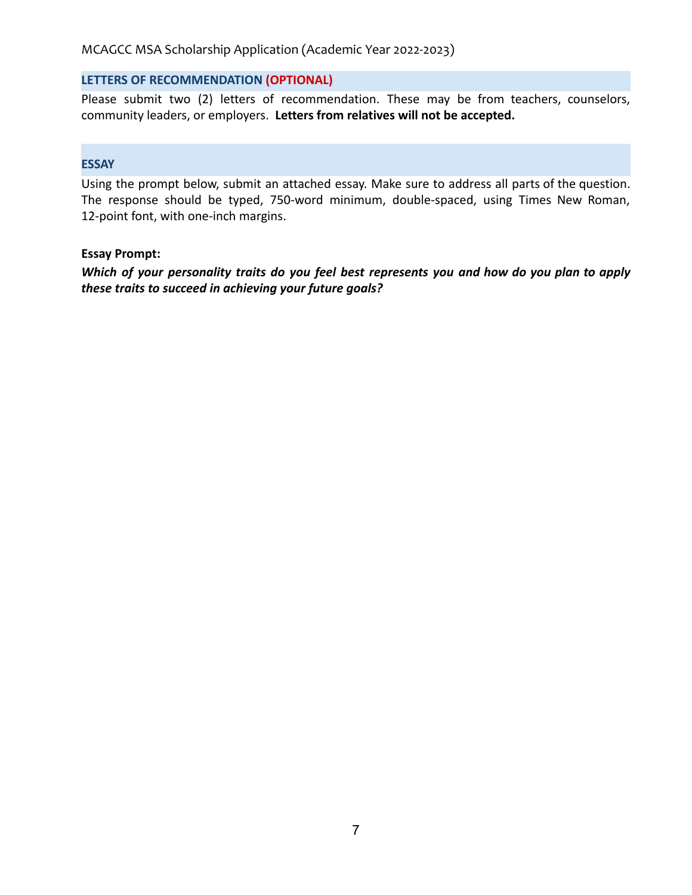## LETTERS OF RECOMMENDATION (OPTIONAL)

Please submit two (2) letters of recommendation. These may be from teachers, counselors, community leaders, or employers. **Letters from relatives will not be accepted.**

## ESSAY

Using the prompt below, submit an attached essay. Make sure to address all parts of the question. The response should be typed, 750-word minimum, double-spaced, using Times New Roman, 12-point font, with one-inch margins.

**Essay Prompt:**

***Which of your personality traits do you feel best represents you and how do you plan to apply these traits to succeed in achieving your future goals?***